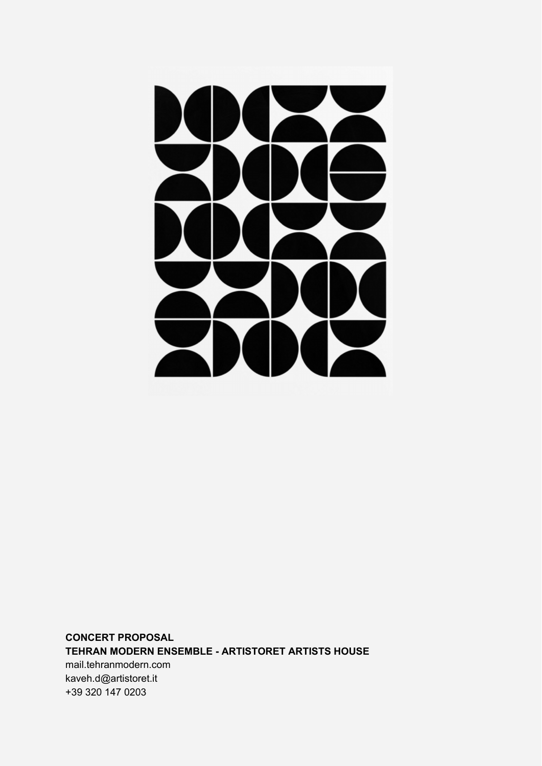**CONCERT PROPOSAL**
**TEHRAN MODERN ENSEMBLE - ARTISTORET ARTISTS HOUSE**
mail.tehranmodern.com
kaveh.d@artistoret.it
+39 320 147 0203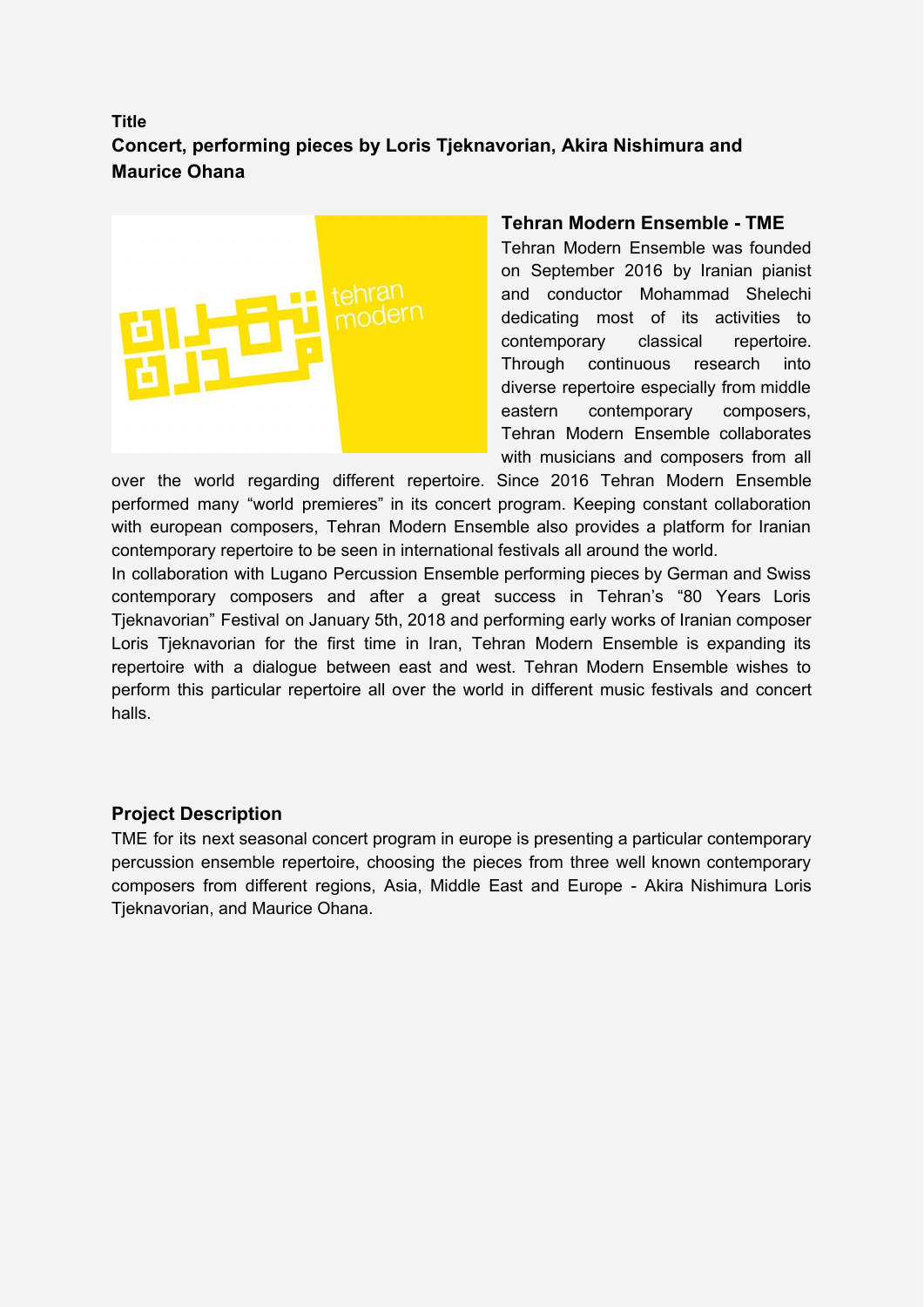**Title**

**Concert, performing pieces by Loris Tjeknavorian, Akira Nishimura and Maurice Ohana**

### Tehran Modern Ensemble - TME

Tehran Modern Ensemble was founded on September 2016 by Iranian pianist and conductor Mohammad Shelechi dedicating most of its activities to contemporary classical repertoire. Through continuous research into diverse repertoire especially from middle eastern contemporary composers, Tehran Modern Ensemble collaborates with musicians and composers from all over the world regarding different repertoire. Since 2016 Tehran Modern Ensemble performed many “world premieres” in its concert program. Keeping constant collaboration with european composers, Tehran Modern Ensemble also provides a platform for Iranian contemporary repertoire to be seen in international festivals all around the world.

In collaboration with Lugano Percussion Ensemble performing pieces by German and Swiss contemporary composers and after a great success in Tehran’s “80 Years Loris Tjeknavorian” Festival on January 5th, 2018 and performing early works of Iranian composer Loris Tjeknavorian for the first time in Iran, Tehran Modern Ensemble is expanding its repertoire with a dialogue between east and west. Tehran Modern Ensemble wishes to perform this particular repertoire all over the world in different music festivals and concert halls.

### Project Description

TME for its next seasonal concert program in europe is presenting a particular contemporary percussion ensemble repertoire, choosing the pieces from three well known contemporary composers from different regions, Asia, Middle East and Europe - Akira Nishimura Loris Tjeknavorian, and Maurice Ohana.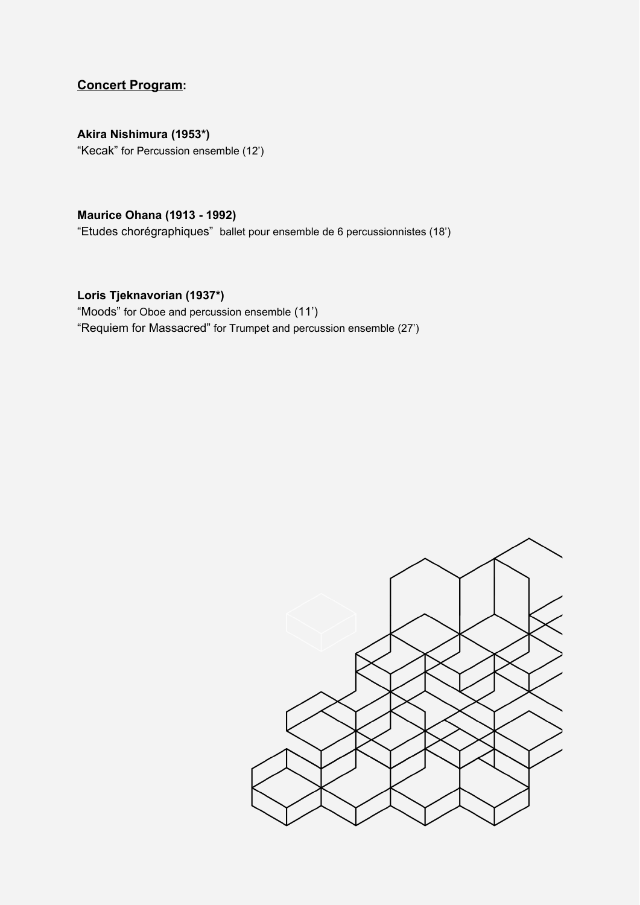**<u>Concert Program</u>:**

**Akira Nishimura (1953*)**
"Kecak" for Percussion ensemble (12')

**Maurice Ohana (1913 - 1992)**
"Etudes chorégraphiques" ballet pour ensemble de 6 percussionnistes (18')

**Loris Tjeknavorian (1937*)**
"Moods" for Oboe and percussion ensemble (11')
"Requiem for Massacred" for Trumpet and percussion ensemble (27')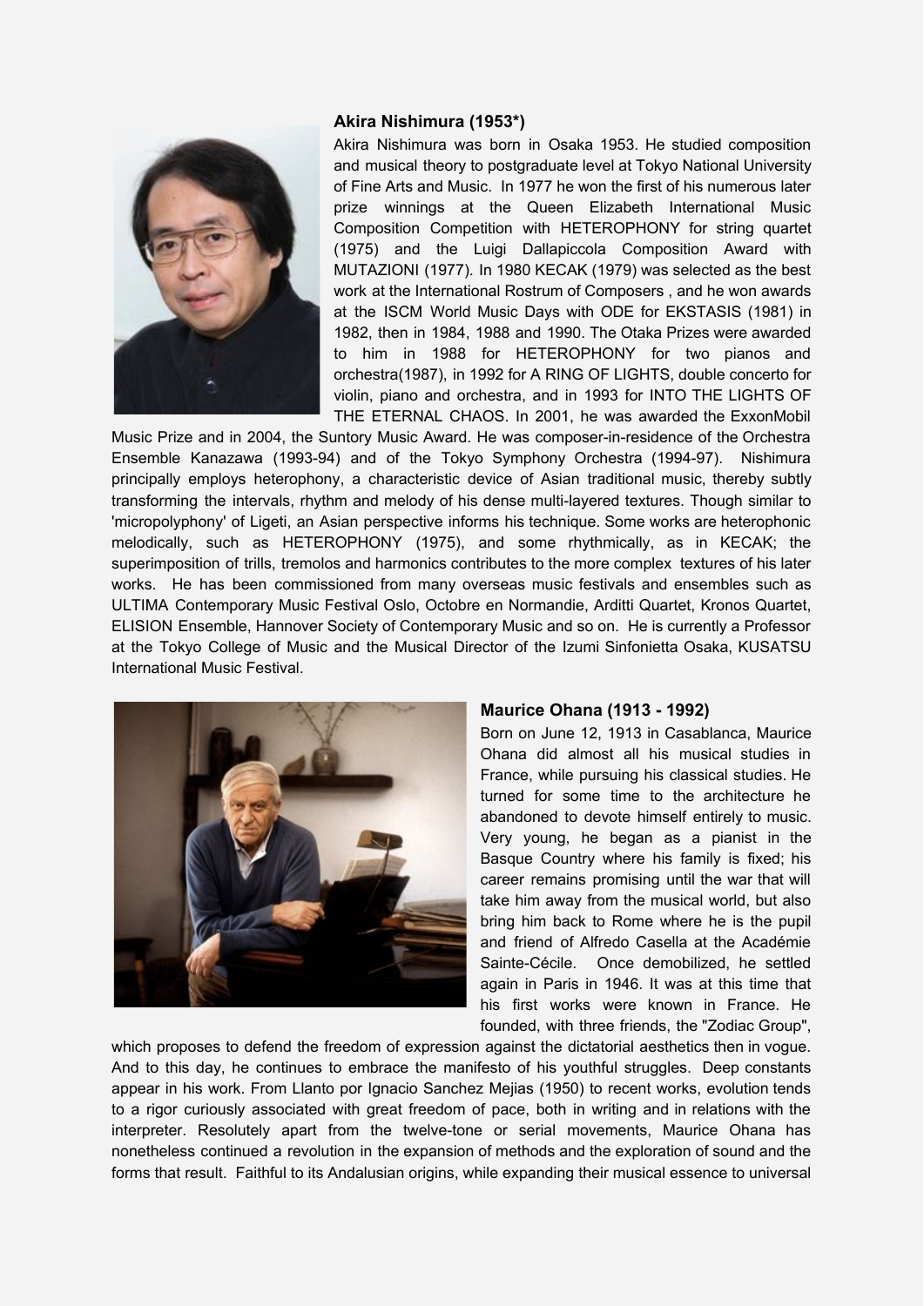### Akira Nishimura (1953*)

Akira Nishimura was born in Osaka 1953. He studied composition and musical theory to postgraduate level at Tokyo National University of Fine Arts and Music. In 1977 he won the first of his numerous later prize winnings at the Queen Elizabeth International Music Composition Competition with HETEROPHONY for string quartet (1975) and the Luigi Dallapiccola Composition Award with MUTAZIONI (1977). In 1980 KECAK (1979) was selected as the best work at the International Rostrum of Composers , and he won awards at the ISCM World Music Days with ODE for EKSTASIS (1981) in 1982, then in 1984, 1988 and 1990. The Otaka Prizes were awarded to him in 1988 for HETEROPHONY for two pianos and orchestra(1987), in 1992 for A RING OF LIGHTS, double concerto for violin, piano and orchestra, and in 1993 for INTO THE LIGHTS OF THE ETERNAL CHAOS. In 2001, he was awarded the ExxonMobil Music Prize and in 2004, the Suntory Music Award. He was composer-in-residence of the Orchestra Ensemble Kanazawa (1993-94) and of the Tokyo Symphony Orchestra (1994-97). Nishimura principally employs heterophony, a characteristic device of Asian traditional music, thereby subtly transforming the intervals, rhythm and melody of his dense multi-layered textures. Though similar to 'micropolyphony' of Ligeti, an Asian perspective informs his technique. Some works are heterophonic melodically, such as HETEROPHONY (1975), and some rhythmically, as in KECAK; the superimposition of trills, tremolos and harmonics contributes to the more complex textures of his later works. He has been commissioned from many overseas music festivals and ensembles such as ULTIMA Contemporary Music Festival Oslo, Octobre en Normandie, Arditti Quartet, Kronos Quartet, ELISION Ensemble, Hannover Society of Contemporary Music and so on. He is currently a Professor at the Tokyo College of Music and the Musical Director of the Izumi Sinfonietta Osaka, KUSATSU International Music Festival.

### Maurice Ohana (1913 - 1992)

Born on June 12, 1913 in Casablanca, Maurice Ohana did almost all his musical studies in France, while pursuing his classical studies. He turned for some time to the architecture he abandoned to devote himself entirely to music. Very young, he began as a pianist in the Basque Country where his family is fixed; his career remains promising until the war that will take him away from the musical world, but also bring him back to Rome where he is the pupil and friend of Alfredo Casella at the Académie Sainte-Cécile. Once demobilized, he settled again in Paris in 1946. It was at this time that his first works were known in France. He founded, with three friends, the "Zodiac Group", which proposes to defend the freedom of expression against the dictatorial aesthetics then in vogue. And to this day, he continues to embrace the manifesto of his youthful struggles. Deep constants appear in his work. From Llanto por Ignacio Sanchez Mejias (1950) to recent works, evolution tends to a rigor curiously associated with great freedom of pace, both in writing and in relations with the interpreter. Resolutely apart from the twelve-tone or serial movements, Maurice Ohana has nonetheless continued a revolution in the expansion of methods and the exploration of sound and the forms that result. Faithful to its Andalusian origins, while expanding their musical essence to universal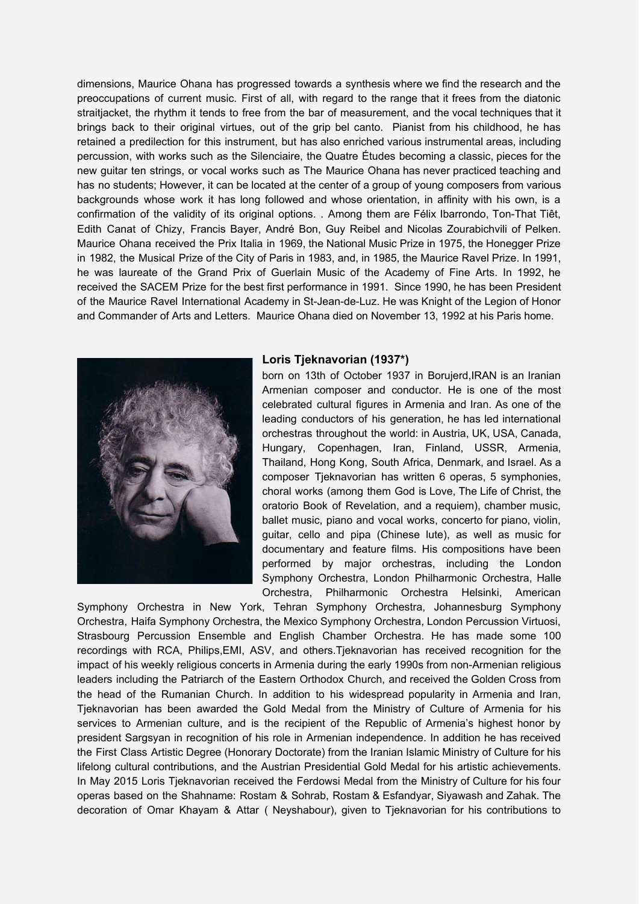dimensions, Maurice Ohana has progressed towards a synthesis where we find the research and the preoccupations of current music. First of all, with regard to the range that it frees from the diatonic straitjacket, the rhythm it tends to free from the bar of measurement, and the vocal techniques that it brings back to their original virtues, out of the grip bel canto. Pianist from his childhood, he has retained a predilection for this instrument, but has also enriched various instrumental areas, including percussion, with works such as the Silenciaire, the Quatre Études becoming a classic, pieces for the new guitar ten strings, or vocal works such as The Maurice Ohana has never practiced teaching and has no students; However, it can be located at the center of a group of young composers from various backgrounds whose work it has long followed and whose orientation, in affinity with his own, is a confirmation of the validity of its original options. . Among them are Félix Ibarrondo, Ton-That Tiêt, Edith Canat of Chizy, Francis Bayer, André Bon, Guy Reibel and Nicolas Zourabichvili of Pelken. Maurice Ohana received the Prix Italia in 1969, the National Music Prize in 1975, the Honegger Prize in 1982, the Musical Prize of the City of Paris in 1983, and, in 1985, the Maurice Ravel Prize. In 1991, he was laureate of the Grand Prix of Guerlain Music of the Academy of Fine Arts. In 1992, he received the SACEM Prize for the best first performance in 1991. Since 1990, he has been President of the Maurice Ravel International Academy in St-Jean-de-Luz. He was Knight of the Legion of Honor and Commander of Arts and Letters. Maurice Ohana died on November 13, 1992 at his Paris home.

**Loris Tjeknavorian (1937*)**

born on 13th of October 1937 in Borujerd,IRAN is an Iranian Armenian composer and conductor. He is one of the most celebrated cultural figures in Armenia and Iran. As one of the leading conductors of his generation, he has led international orchestras throughout the world: in Austria, UK, USA, Canada, Hungary, Copenhagen, Iran, Finland, USSR, Armenia, Thailand, Hong Kong, South Africa, Denmark, and Israel. As a composer Tjeknavorian has written 6 operas, 5 symphonies, choral works (among them God is Love, The Life of Christ, the oratorio Book of Revelation, and a requiem), chamber music, ballet music, piano and vocal works, concerto for piano, violin, guitar, cello and pipa (Chinese lute), as well as music for documentary and feature films. His compositions have been performed by major orchestras, including the London Symphony Orchestra, London Philharmonic Orchestra, Halle Orchestra, Philharmonic Orchestra Helsinki, American Symphony Orchestra in New York, Tehran Symphony Orchestra, Johannesburg Symphony Orchestra, Haifa Symphony Orchestra, the Mexico Symphony Orchestra, London Percussion Virtuosi, Strasbourg Percussion Ensemble and English Chamber Orchestra. He has made some 100 recordings with RCA, Philips,EMI, ASV, and others.Tjeknavorian has received recognition for the impact of his weekly religious concerts in Armenia during the early 1990s from non-Armenian religious leaders including the Patriarch of the Eastern Orthodox Church, and received the Golden Cross from the head of the Rumanian Church. In addition to his widespread popularity in Armenia and Iran, Tjeknavorian has been awarded the Gold Medal from the Ministry of Culture of Armenia for his services to Armenian culture, and is the recipient of the Republic of Armenia's highest honor by president Sargsyan in recognition of his role in Armenian independence. In addition he has received the First Class Artistic Degree (Honorary Doctorate) from the Iranian Islamic Ministry of Culture for his lifelong cultural contributions, and the Austrian Presidential Gold Medal for his artistic achievements. In May 2015 Loris Tjeknavorian received the Ferdowsi Medal from the Ministry of Culture for his four operas based on the Shahname: Rostam & Sohrab, Rostam & Esfandyar, Siyawash and Zahak. The decoration of Omar Khayam & Attar ( Neyshabour), given to Tjeknavorian for his contributions to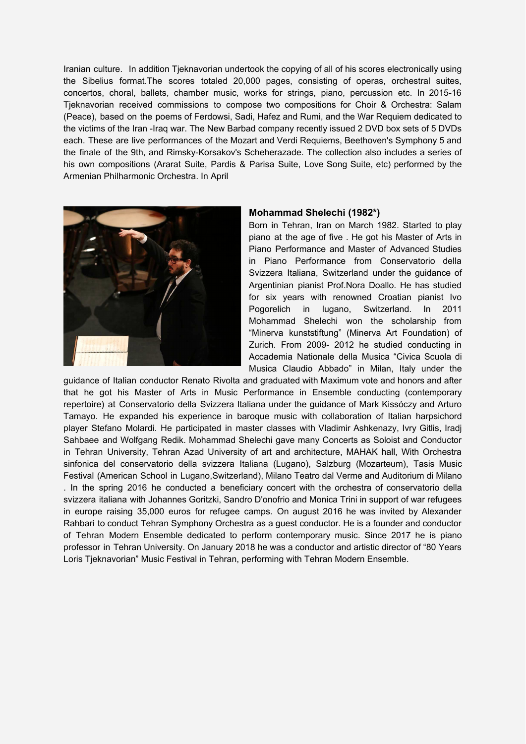Iranian culture. In addition Tjeknavorian undertook the copying of all of his scores electronically using the Sibelius format.The scores totaled 20,000 pages, consisting of operas, orchestral suites, concertos, choral, ballets, chamber music, works for strings, piano, percussion etc. In 2015-16 Tjeknavorian received commissions to compose two compositions for Choir & Orchestra: Salam (Peace), based on the poems of Ferdowsi, Sadi, Hafez and Rumi, and the War Requiem dedicated to the victims of the Iran -Iraq war. The New Barbad company recently issued 2 DVD box sets of 5 DVDs each. These are live performances of the Mozart and Verdi Requiems, Beethoven's Symphony 5 and the finale of the 9th, and Rimsky-Korsakov's Scheherazade. The collection also includes a series of his own compositions (Ararat Suite, Pardis & Parisa Suite, Love Song Suite, etc) performed by the Armenian Philharmonic Orchestra. In April

**Mohammad Shelechi (1982*)**

Born in Tehran, Iran on March 1982. Started to play piano at the age of five . He got his Master of Arts in Piano Performance and Master of Advanced Studies in Piano Performance from Conservatorio della Svizzera Italiana, Switzerland under the guidance of Argentinian pianist Prof.Nora Doallo. He has studied for six years with renowned Croatian pianist Ivo Pogorelich in lugano, Switzerland. In 2011 Mohammad Shelechi won the scholarship from “Minerva kunststiftung” (Minerva Art Foundation) of Zurich. From 2009- 2012 he studied conducting in Accademia Nationale della Musica “Civica Scuola di Musica Claudio Abbado” in Milan, Italy under the guidance of Italian conductor Renato Rivolta and graduated with Maximum vote and honors and after that he got his Master of Arts in Music Performance in Ensemble conducting (contemporary repertoire) at Conservatorio della Svizzera Italiana under the guidance of Mark Kissóczy and Arturo Tamayo. He expanded his experience in baroque music with collaboration of Italian harpsichord player Stefano Molardi. He participated in master classes with Vladimir Ashkenazy, Ivry Gitlis, Iradj Sahbaee and Wolfgang Redik. Mohammad Shelechi gave many Concerts as Soloist and Conductor in Tehran University, Tehran Azad University of art and architecture, MAHAK hall, With Orchestra sinfonica del conservatorio della svizzera Italiana (Lugano), Salzburg (Mozarteum), Tasis Music Festival (American School in Lugano,Switzerland), Milano Teatro dal Verme and Auditorium di Milano . In the spring 2016 he conducted a beneficiary concert with the orchestra of conservatorio della svizzera italiana with Johannes Goritzki, Sandro D'onofrio and Monica Trini in support of war refugees in europe raising 35,000 euros for refugee camps. On august 2016 he was invited by Alexander Rahbari to conduct Tehran Symphony Orchestra as a guest conductor. He is a founder and conductor of Tehran Modern Ensemble dedicated to perform contemporary music. Since 2017 he is piano professor in Tehran University. On January 2018 he was a conductor and artistic director of “80 Years Loris Tjeknavorian” Music Festival in Tehran, performing with Tehran Modern Ensemble.